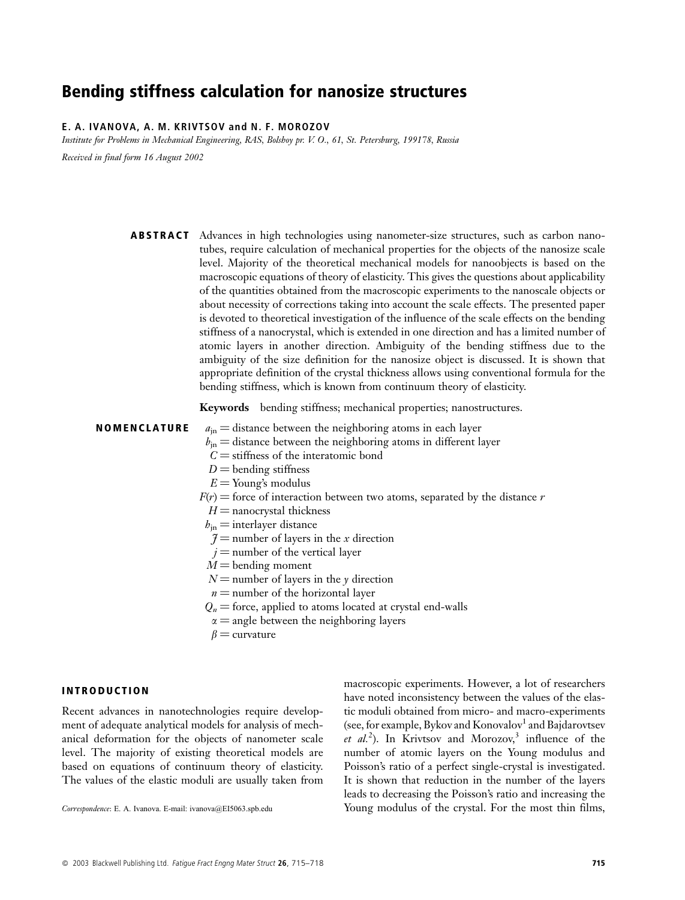# Bending stiffness calculation for nanosize structures

**E. A. IVANOVA, A. M. KRIVTSOV and N. F. MOROZOV**

*Institute for Problems in Mechanical Engineering, RAS, Bolshoy pr. V. O., 61, St. Petersburg, 199178, Russia*

*Received in final form 16 August 2002*

**ABSTRACT** Advances in high technologies using nanometer-size structures, such as carbon nanotubes, require calculation of mechanical properties for the objects of the nanosize scale level. Majority of the theoretical mechanical models for nanoobjects is based on the macroscopic equations of theory of elasticity. This gives the questions about applicability of the quantities obtained from the macroscopic experiments to the nanoscale objects or about necessity of corrections taking into account the scale effects. The presented paper is devoted to theoretical investigation of the influence of the scale effects on the bending stiffness of a nanocrystal, which is extended in one direction and has a limited number of atomic layers in another direction. Ambiguity of the bending stiffness due to the ambiguity of the size definition for the nanosize object is discussed. It is shown that appropriate definition of the crystal thickness allows using conventional formula for the bending stiffness, which is known from continuum theory of elasticity.

**Keywords** bending stiffness; mechanical properties; nanostructures.

**NOMENCLATURE**

$a_{jn}$ = distance between the neighboring atoms in each layer
$b_{jn}$ = distance between the neighboring atoms in different layer
$C$ = stiffness of the interatomic bond
$D$ = bending stiffness
$E$ = Young's modulus
$F(r)$ = force of interaction between two atoms, separated by the distance $r$
$H$ = nanocrystal thickness
$h_{jn}$ = interlayer distance
$J$ = number of layers in the $x$ direction
$j$ = number of the vertical layer
$M$ = bending moment
$N$ = number of layers in the $y$ direction
$n$ = number of the horizontal layer
$Q_n$ = force, applied to atoms located at crystal end-walls
$\alpha$ = angle between the neighboring layers
$\beta$ = curvature

## INTRODUCTION

Recent advances in nanotechnologies require development of adequate analytical models for analysis of mechanical deformation for the objects of nanometer scale level. The majority of existing theoretical models are based on equations of continuum theory of elasticity. The values of the elastic moduli are usually taken from macroscopic experiments. However, a lot of researchers have noted inconsistency between the values of the elastic moduli obtained from micro- and macro-experiments (see, for example, Bykov and Konovalov[1] and Bajdarovtsev *et al.*[2]). In Krivtsov and Morozov,[3] influence of the number of atomic layers on the Young modulus and Poisson's ratio of a perfect single-crystal is investigated. It is shown that reduction in the number of the layers leads to decreasing the Poisson's ratio and increasing the Young modulus of the crystal. For the most thin films,

*Correspondence*: E. A. Ivanova. E-mail: ivanova@EI5063.spb.edu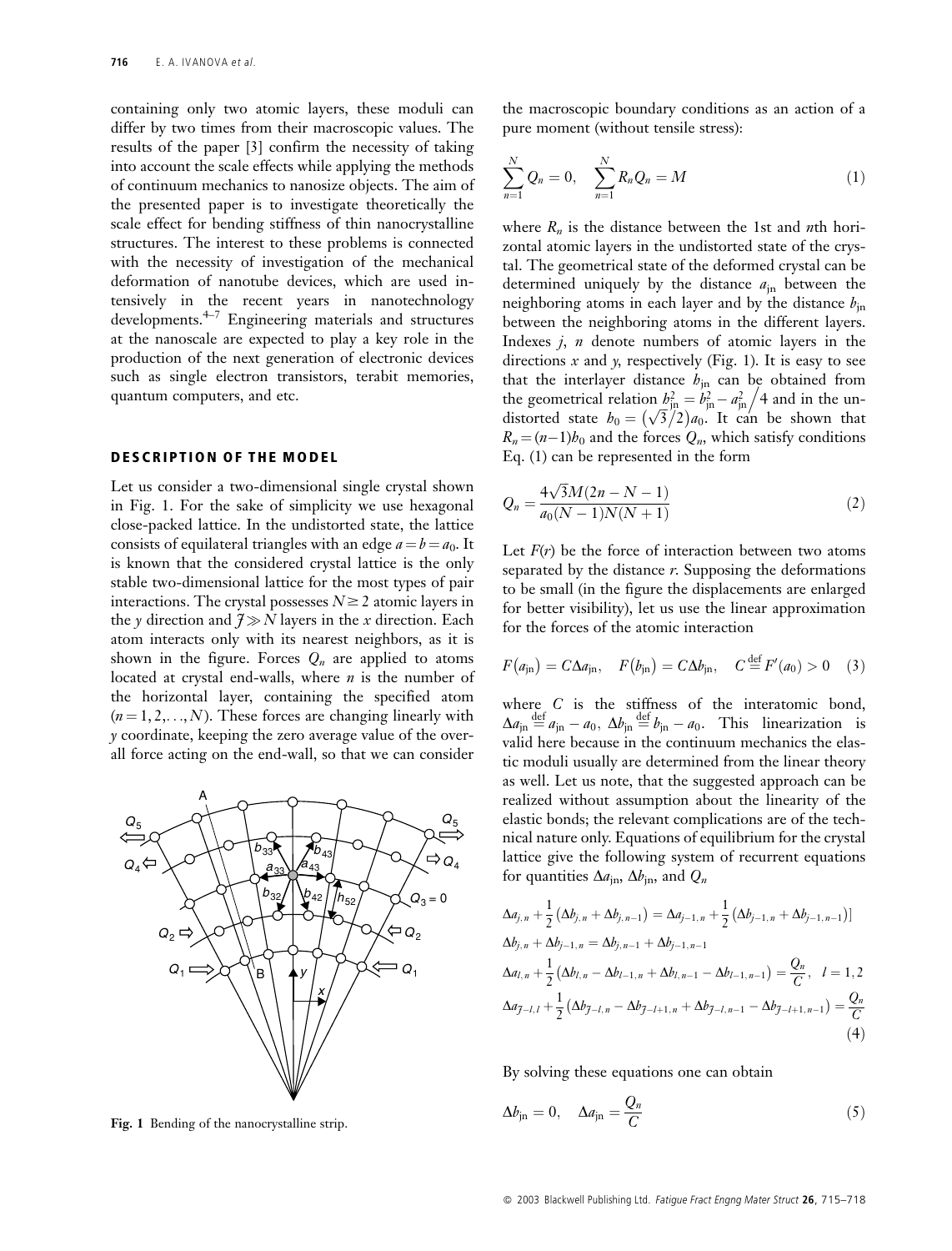containing only two atomic layers, these moduli can differ by two times from their macroscopic values. The results of the paper [3] confirm the necessity of taking into account the scale effects while applying the methods of continuum mechanics to nanosize objects. The aim of the presented paper is to investigate theoretically the scale effect for bending stiffness of thin nanocrystalline structures. The interest to these problems is connected with the necessity of investigation of the mechanical deformation of nanotube devices, which are used intensively in the recent years in nanotechnology developments.[4–7] Engineering materials and structures at the nanoscale are expected to play a key role in the production of the next generation of electronic devices such as single electron transistors, terabit memories, quantum computers, and etc.

## DESCRIPTION OF THE MODEL

Let us consider a two-dimensional single crystal shown in Fig. 1. For the sake of simplicity we use hexagonal close-packed lattice. In the undistorted state, the lattice consists of equilateral triangles with an edge $a = b = a_0$. It is known that the considered crystal lattice is the only stable two-dimensional lattice for the most types of pair interactions. The crystal possesses $N \geq 2$ atomic layers in the $y$ direction and $J \gg N$ layers in the $x$ direction. Each atom interacts only with its nearest neighbors, as it is shown in the figure. Forces $Q_n$ are applied to atoms located at crystal end-walls, where $n$ is the number of the horizontal layer, containing the specified atom $(n = 1, 2, \ldots, N)$. These forces are changing linearly with $y$ coordinate, keeping the zero average value of the overall force acting on the end-wall, so that we can consider

Fig. 1 Bending of the nanocrystalline strip.

the macroscopic boundary conditions as an action of a pure moment (without tensile stress):

$$\sum_{n=1}^{N} Q_n = 0, \quad \sum_{n=1}^{N} R_n Q_n = M \tag{1}$$

where $R_n$ is the distance between the 1st and $n$th horizontal atomic layers in the undistorted state of the crystal. The geometrical state of the deformed crystal can be determined uniquely by the distance $a_{jn}$ between the neighboring atoms in each layer and by the distance $b_{jn}$ between the neighboring atoms in the different layers. Indexes $j$, $n$ denote numbers of atomic layers in the directions $x$ and $y$, respectively (Fig. 1). It is easy to see that the interlayer distance $h_{jn}$ can be obtained from the geometrical relation $h_{jn}^2 = b_{jn}^2 - a_{jn}^2/4$ and in the undistorted state $h_0 = (\sqrt{3}/2)a_0$. It can be shown that $R_n = (n-1)h_0$ and the forces $Q_n$, which satisfy conditions Eq. (1) can be represented in the form

$$Q_n = \frac{4\sqrt{3}M(2n - N - 1)}{a_0(N-1)N(N+1)} \tag{2}$$

Let $F(r)$ be the force of interaction between two atoms separated by the distance $r$. Supposing the deformations to be small (in the figure the displacements are enlarged for better visibility), let us use the linear approximation for the forces of the atomic interaction

$$F(a_{jn}) = C\Delta a_{jn}, \quad F(b_{jn}) = C\Delta b_{jn}, \quad C \stackrel{\text{def}}{=} F'(a_0) > 0 \tag{3}$$

where $C$ is the stiffness of the interatomic bond, $\Delta a_{jn} \stackrel{\text{def}}{=} a_{jn} - a_0$, $\Delta b_{jn} \stackrel{\text{def}}{=} b_{jn} - a_0$. This linearization is valid here because in the continuum mechanics the elastic moduli usually are determined from the linear theory as well. Let us note, that the suggested approach can be realized without assumption about the linearity of the elastic bonds; the relevant complications are of the technical nature only. Equations of equilibrium for the crystal lattice give the following system of recurrent equations for quantities $\Delta a_{jn}$, $\Delta b_{jn}$, and $Q_n$

$$\begin{aligned}
&\Delta a_{j,n} + \frac{1}{2}\left(\Delta b_{j,n} + \Delta b_{j,n-1}\right) = \Delta a_{j-1,n} + \frac{1}{2}\left(\Delta b_{j-1,n} + \Delta b_{j-1,n-1}\right)] \\
&\Delta b_{j,n} + \Delta b_{j-1,n} = \Delta b_{j,n-1} + \Delta b_{j-1,n-1} \\
&\Delta a_{l,n} + \frac{1}{2}\left(\Delta b_{l,n} - \Delta b_{l-1,n} + \Delta b_{l,n-1} - \Delta b_{l-1,n-1}\right) = \frac{Q_n}{C}, \quad l = 1, 2 \\
&\Delta a_{J-l,l} + \frac{1}{2}\left(\Delta b_{J-l,n} - \Delta b_{J-l+1,n} + \Delta b_{J-l,n-1} - \Delta b_{J-l+1,n-1}\right) = \frac{Q_n}{C}
\end{aligned} \tag{4}$$

By solving these equations one can obtain

$$\Delta b_{jn} = 0, \quad \Delta a_{jn} = \frac{Q_n}{C} \tag{5}$$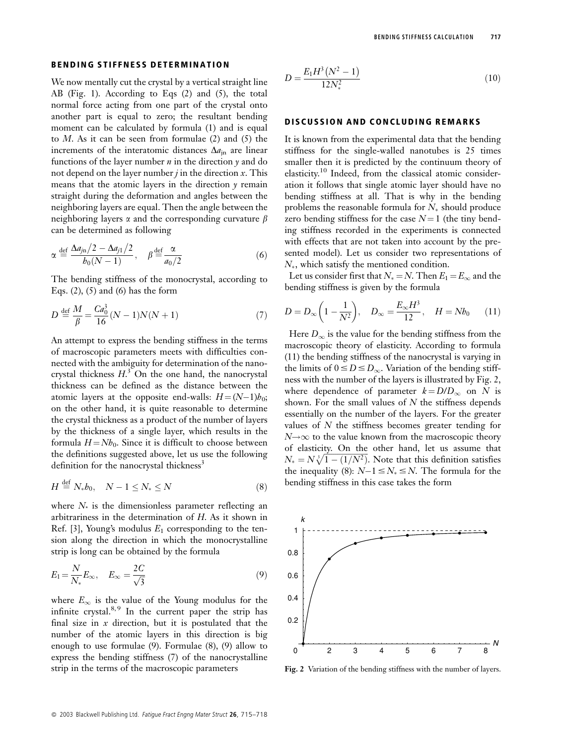## BENDING STIFFNESS DETERMINATION

We now mentally cut the crystal by a vertical straight line AB (Fig. 1). According to Eqs (2) and (5), the total normal force acting from one part of the crystal onto another part is equal to zero; the resultant bending moment can be calculated by formula (1) and is equal to $M$. As it can be seen from formulae (2) and (5) the increments of the interatomic distances $\Delta a_{jn}$ are linear functions of the layer number $n$ in the direction $y$ and do not depend on the layer number $j$ in the direction $x$. This means that the atomic layers in the direction $y$ remain straight during the deformation and angles between the neighboring layers are equal. Then the angle between the neighboring layers $\alpha$ and the corresponding curvature $\beta$ can be determined as following

$$\alpha \stackrel{\text{def}}{=} \frac{\Delta a_{jn}/2 - \Delta a_{j1}/2}{b_0(N-1)}, \quad \beta \stackrel{\text{def}}{=} \frac{\alpha}{a_0/2} \tag{6}$$

The bending stiffness of the monocrystal, according to Eqs. (2), (5) and (6) has the form

$$D \stackrel{\text{def}}{=} \frac{M}{\beta} = \frac{Ca_0^3}{16}(N-1)N(N+1) \tag{7}$$

An attempt to express the bending stiffness in the terms of macroscopic parameters meets with difficulties connected with the ambiguity for determination of the nanocrystal thickness $H$.[3] On the one hand, the nanocrystal thickness can be defined as the distance between the atomic layers at the opposite end-walls: $H=(N-1)b_0$; on the other hand, it is quite reasonable to determine the crystal thickness as a product of the number of layers by the thickness of a single layer, which results in the formula $H=Nb_0$. Since it is difficult to choose between the definitions suggested above, let us use the following definition for the nanocrystal thickness[3]

$$H \stackrel{\text{def}}{=} N_* b_0, \quad N-1 \le N_* \le N \tag{8}$$

where $N_*$ is the dimensionless parameter reflecting an arbitrariness in the determination of $H$. As it shown in Ref. [3], Young's modulus $E_1$ corresponding to the tension along the direction in which the monocrystalline strip is long can be obtained by the formula

$$E_1 = \frac{N}{N_*} E_\infty, \quad E_\infty = \frac{2C}{\sqrt{3}} \tag{9}$$

where $E_\infty$ is the value of the Young modulus for the infinite crystal.[8,9] In the current paper the strip has final size in $x$ direction, but it is postulated that the number of the atomic layers in this direction is big enough to use formulae (9). Formulae (8), (9) allow to express the bending stiffness (7) of the nanocrystalline strip in the terms of the macroscopic parameters

$$D = \frac{E_1 H^3 (N^2-1)}{12 N_*^2} \tag{10}$$

## DISCUSSION AND CONCLUDING REMARKS

It is known from the experimental data that the bending stiffness for the single-walled nanotubes is 25 times smaller then it is predicted by the continuum theory of elasticity.[10] Indeed, from the classical atomic consideration it follows that single atomic layer should have no bending stiffness at all. That is why in the bending problems the reasonable formula for $N_*$ should produce zero bending stiffness for the case $N=1$ (the tiny bending stiffness recorded in the experiments is connected with effects that are not taken into account by the presented model). Let us consider two representations of $N_*$, which satisfy the mentioned condition.

Let us consider first that $N_*=N$. Then $E_1=E_\infty$ and the bending stiffness is given by the formula

$$D = D_\infty\left(1-\frac{1}{N^2}\right), \quad D_\infty = \frac{E_\infty H^3}{12}, \quad H = Nb_0 \tag{11}$$

Here $D_\infty$ is the value for the bending stiffness from the macroscopic theory of elasticity. According to formula (11) the bending stiffness of the nanocrystal is varying in the limits of $0 \le D \le D_\infty$. Variation of the bending stiffness with the number of the layers is illustrated by Fig. 2, where dependence of parameter $k=D/D_\infty$ on $N$ is shown. For the small values of $N$ the stiffness depends essentially on the number of the layers. For the greater values of $N$ the stiffness becomes greater tending for $N\to\infty$ to the value known from the macroscopic theory of elasticity. On the other hand, let us assume that $N_* = N\sqrt[3]{1-(1/N^2)}$. Note that this definition satisfies the inequality (8): $N-1 \le N_* \le N$. The formula for the bending stiffness in this case takes the form

**Fig. 2** Variation of the bending stiffness with the number of layers.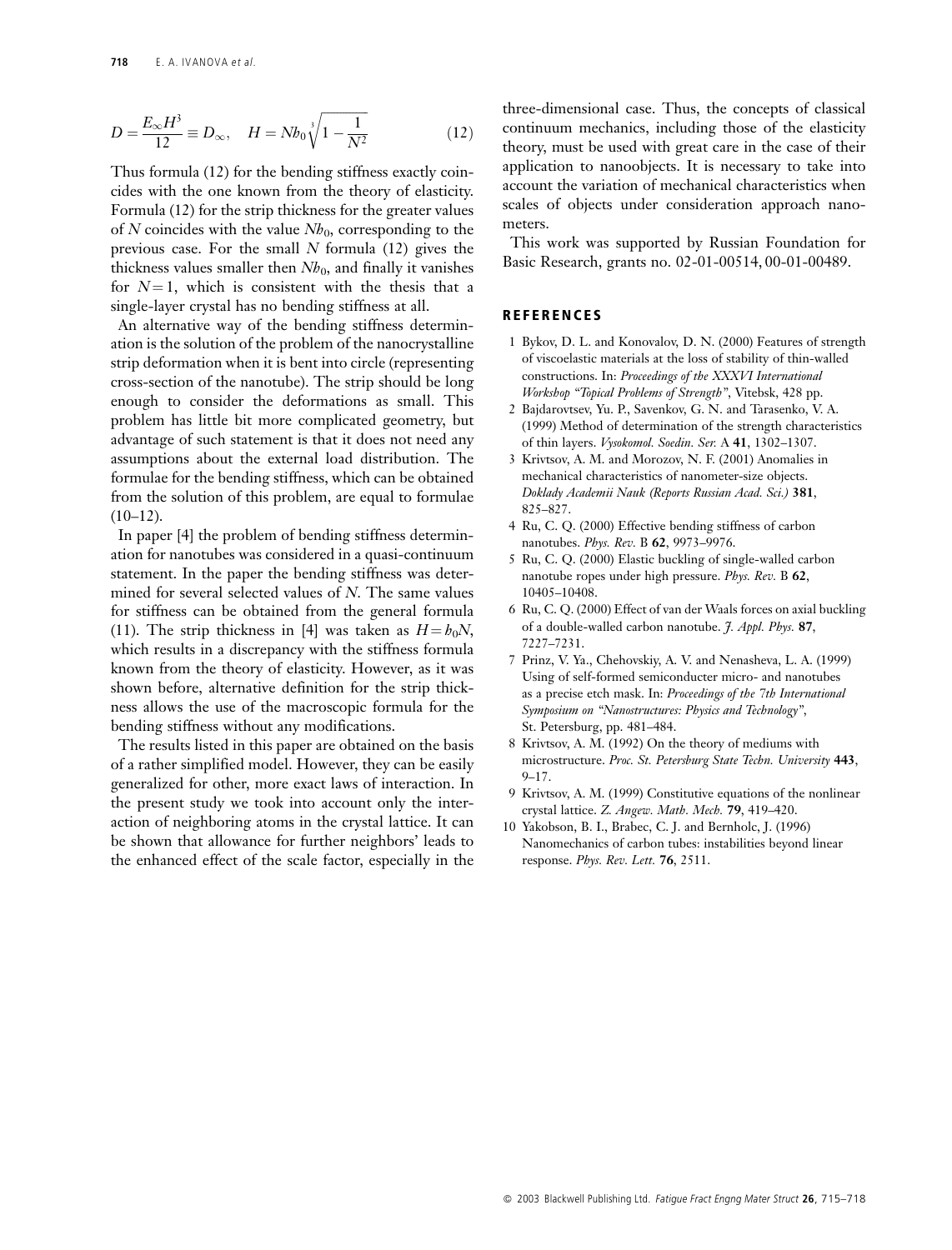$$D = \frac{E_\infty H^3}{12} \equiv D_\infty, \quad H = Nb_0 \sqrt[3]{1 - \frac{1}{N^2}} \tag{12}$$

Thus formula (12) for the bending stiffness exactly coincides with the one known from the theory of elasticity. Formula (12) for the strip thickness for the greater values of $N$ coincides with the value $Nb_0$, corresponding to the previous case. For the small $N$ formula (12) gives the thickness values smaller then $Nb_0$, and finally it vanishes for $N = 1$, which is consistent with the thesis that a single-layer crystal has no bending stiffness at all.

An alternative way of the bending stiffness determination is the solution of the problem of the nanocrystalline strip deformation when it is bent into circle (representing cross-section of the nanotube). The strip should be long enough to consider the deformations as small. This problem has little bit more complicated geometry, but advantage of such statement is that it does not need any assumptions about the external load distribution. The formulae for the bending stiffness, which can be obtained from the solution of this problem, are equal to formulae (10–12).

In paper [4] the problem of bending stiffness determination for nanotubes was considered in a quasi-continuum statement. In the paper the bending stiffness was determined for several selected values of $N$. The same values for stiffness can be obtained from the general formula (11). The strip thickness in [4] was taken as $H = b_0 N$, which results in a discrepancy with the stiffness formula known from the theory of elasticity. However, as it was shown before, alternative definition for the strip thickness allows the use of the macroscopic formula for the bending stiffness without any modifications.

The results listed in this paper are obtained on the basis of a rather simplified model. However, they can be easily generalized for other, more exact laws of interaction. In the present study we took into account only the interaction of neighboring atoms in the crystal lattice. It can be shown that allowance for further neighbors' leads to the enhanced effect of the scale factor, especially in the three-dimensional case. Thus, the concepts of classical continuum mechanics, including those of the elasticity theory, must be used with great care in the case of their application to nanoobjects. It is necessary to take into account the variation of mechanical characteristics when scales of objects under consideration approach nanometers.

This work was supported by Russian Foundation for Basic Research, grants no. 02-01-00514, 00-01-00489.

## REFERENCES

1. Bykov, D. L. and Konovalov, D. N. (2000) Features of strength of viscoelastic materials at the loss of stability of thin-walled constructions. In: *Proceedings of the XXXVI International Workshop "Topical Problems of Strength"*, Vitebsk, 428 pp.
2. Bajdarovtsev, Yu. P., Savenkov, G. N. and Tarasenko, V. A. (1999) Method of determination of the strength characteristics of thin layers. *Vysokomol. Soedin. Ser.* A **41**, 1302–1307.
3. Krivtsov, A. M. and Morozov, N. F. (2001) Anomalies in mechanical characteristics of nanometer-size objects. *Doklady Academii Nauk (Reports Russian Acad. Sci.)* **381**, 825–827.
4. Ru, C. Q. (2000) Effective bending stiffness of carbon nanotubes. *Phys. Rev.* B **62**, 9973–9976.
5. Ru, C. Q. (2000) Elastic buckling of single-walled carbon nanotube ropes under high pressure. *Phys. Rev.* B **62**, 10405–10408.
6. Ru, C. Q. (2000) Effect of van der Waals forces on axial buckling of a double-walled carbon nanotube. *J. Appl. Phys.* **87**, 7227–7231.
7. Prinz, V. Ya., Chehovskiy, A. V. and Nenasheva, L. A. (1999) Using of self-formed semiconducter micro- and nanotubes as a precise etch mask. In: *Proceedings of the 7th International Symposium on "Nanostructures: Physics and Technology"*, St. Petersburg, pp. 481–484.
8. Krivtsov, A. M. (1992) On the theory of mediums with microstructure. *Proc. St. Petersburg State Techn. University* **443**, 9–17.
9. Krivtsov, A. M. (1999) Constitutive equations of the nonlinear crystal lattice. *Z. Angew. Math. Mech.* **79**, 419–420.
10. Yakobson, B. I., Brabec, C. J. and Bernholc, J. (1996) Nanomechanics of carbon tubes: instabilities beyond linear response. *Phys. Rev. Lett.* **76**, 2511.